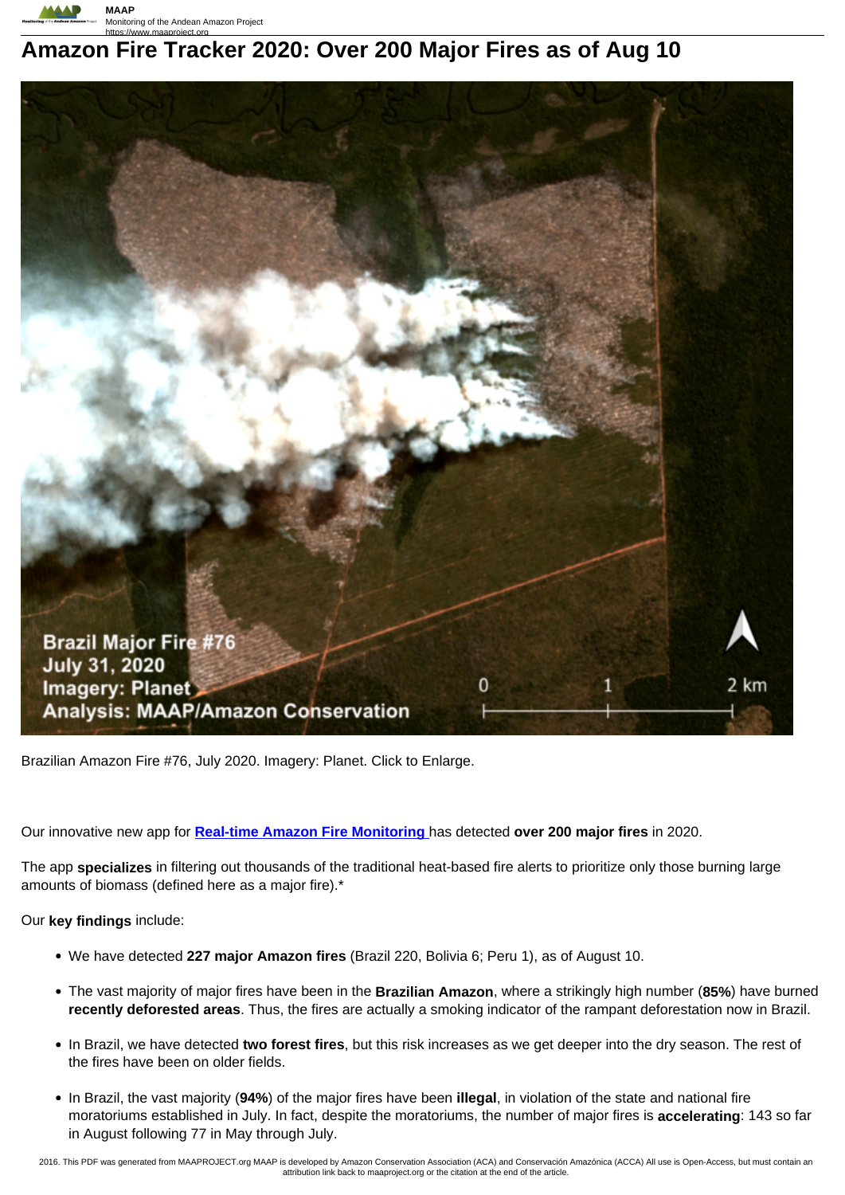# Amazon Fire Tracker 2020: Over 200 Major Fires as of Aug 10

Brazilian Amazon Fire #76, July 2020. Imagery: Planet. Click to Enlarge.

Our innovative new app for **Real-time Amazon Fire Monitoring** has detected **over 200 major fires** in 2020.

The app **specializes** in filtering out thousands of the traditional heat-based fire alerts to prioritize only those burning large amounts of biomass (defined here as a major fire).*

Our **key findings** include:

- We have detected **227 major Amazon fires** (Brazil 220, Bolivia 6; Peru 1), as of August 10.
- The vast majority of major fires have been in the **Brazilian Amazon**, where a strikingly high number (**85%**) have burned **recently deforested areas**. Thus, the fires are actually a smoking indicator of the rampant deforestation now in Brazil.
- In Brazil, we have detected **two forest fires**, but this risk increases as we get deeper into the dry season. The rest of the fires have been on older fields.
- In Brazil, the vast majority (**94%**) of the major fires have been **illegal**, in violation of the state and national fire moratoriums established in July. In fact, despite the moratoriums, the number of major fires is **accelerating**: 143 so far in August following 77 in May through July.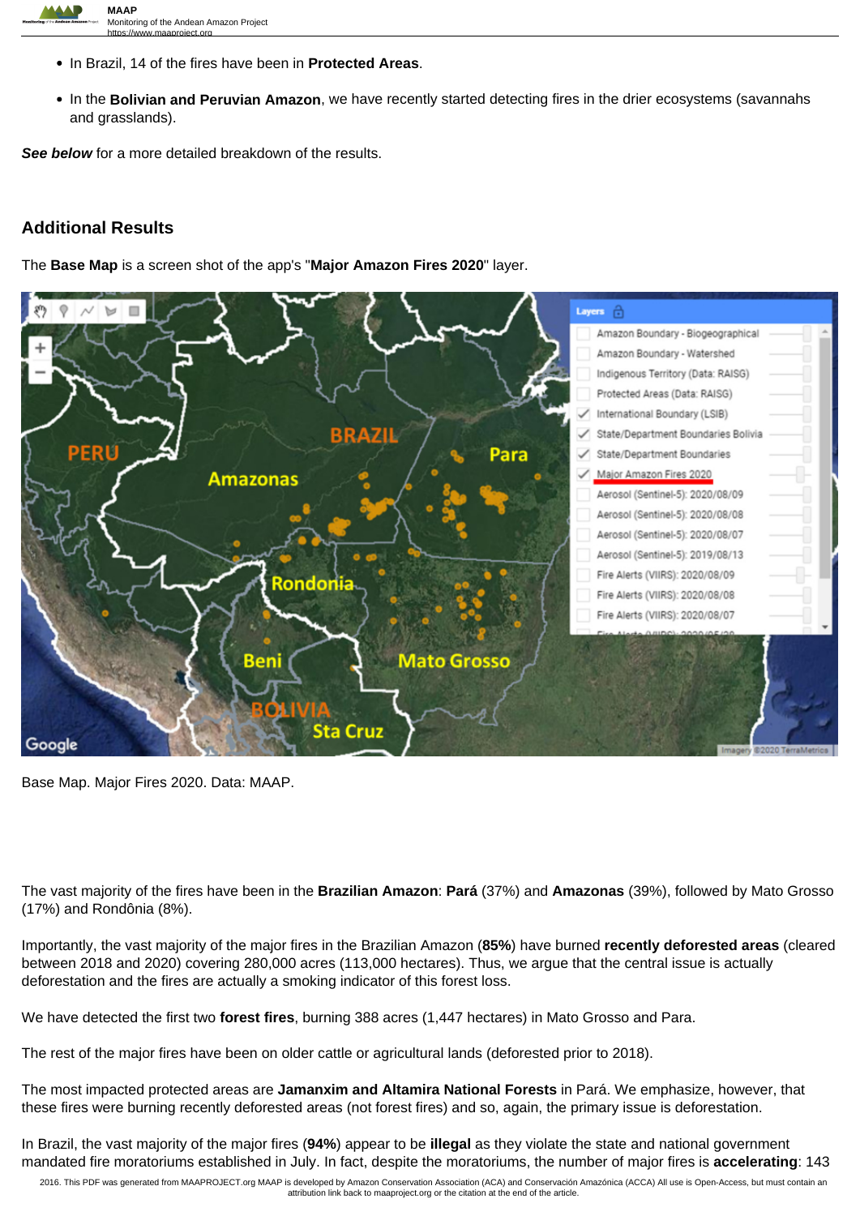- In Brazil, 14 of the fires have been in **Protected Areas**.
- In the **Bolivian and Peruvian Amazon**, we have recently started detecting fires in the drier ecosystems (savannahs and grasslands).

***See below*** for a more detailed breakdown of the results.

## Additional Results

The **Base Map** is a screen shot of the app's "**Major Amazon Fires 2020**" layer.

Base Map. Major Fires 2020. Data: MAAP.

The vast majority of the fires have been in the **Brazilian Amazon**: **Pará** (37%) and **Amazonas** (39%), followed by Mato Grosso (17%) and Rondônia (8%).

Importantly, the vast majority of the major fires in the Brazilian Amazon (**85%**) have burned **recently deforested areas** (cleared between 2018 and 2020) covering 280,000 acres (113,000 hectares). Thus, we argue that the central issue is actually deforestation and the fires are actually a smoking indicator of this forest loss.

We have detected the first two **forest fires**, burning 388 acres (1,447 hectares) in Mato Grosso and Para.

The rest of the major fires have been on older cattle or agricultural lands (deforested prior to 2018).

The most impacted protected areas are **Jamanxim and Altamira National Forests** in Pará. We emphasize, however, that these fires were burning recently deforested areas (not forest fires) and so, again, the primary issue is deforestation.

In Brazil, the vast majority of the major fires (**94%**) appear to be **illegal** as they violate the state and national government mandated fire moratoriums established in July. In fact, despite the moratoriums, the number of major fires is **accelerating**: 143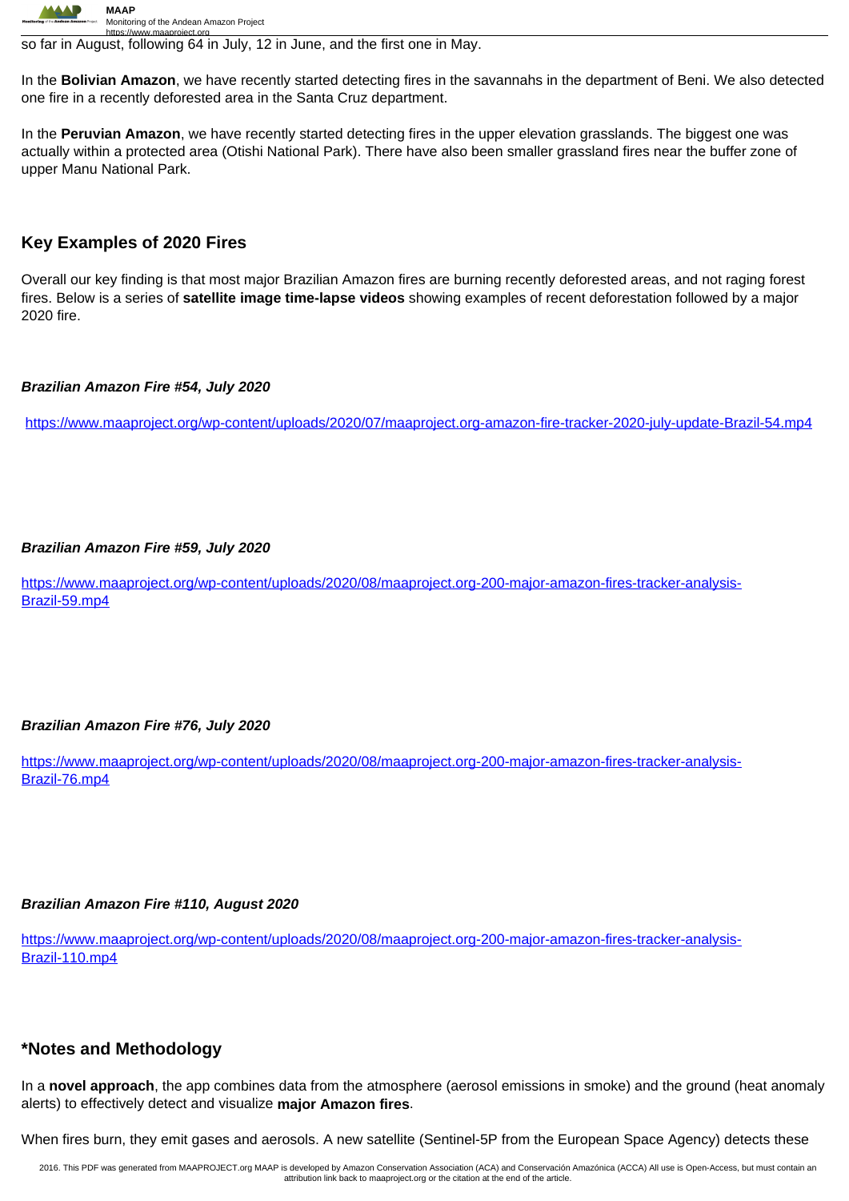so far in August, following 64 in July, 12 in June, and the first one in May.

In the **Bolivian Amazon**, we have recently started detecting fires in the savannahs in the department of Beni. We also detected one fire in a recently deforested area in the Santa Cruz department.

In the **Peruvian Amazon**, we have recently started detecting fires in the upper elevation grasslands. The biggest one was actually within a protected area (Otishi National Park). There have also been smaller grassland fires near the buffer zone of upper Manu National Park.

## Key Examples of 2020 Fires

Overall our key finding is that most major Brazilian Amazon fires are burning recently deforested areas, and not raging forest fires. Below is a series of **satellite image time-lapse videos** showing examples of recent deforestation followed by a major 2020 fire.

***Brazilian Amazon Fire #54, July 2020***

https://www.maaproject.org/wp-content/uploads/2020/07/maaproject.org-amazon-fire-tracker-2020-july-update-Brazil-54.mp4

***Brazilian Amazon Fire #59, July 2020***

https://www.maaproject.org/wp-content/uploads/2020/08/maaproject.org-200-major-amazon-fires-tracker-analysis-Brazil-59.mp4

***Brazilian Amazon Fire #76, July 2020***

https://www.maaproject.org/wp-content/uploads/2020/08/maaproject.org-200-major-amazon-fires-tracker-analysis-Brazil-76.mp4

***Brazilian Amazon Fire #110, August 2020***

https://www.maaproject.org/wp-content/uploads/2020/08/maaproject.org-200-major-amazon-fires-tracker-analysis-Brazil-110.mp4

## *Notes and Methodology

In a **novel approach**, the app combines data from the atmosphere (aerosol emissions in smoke) and the ground (heat anomaly alerts) to effectively detect and visualize **major Amazon fires**.

When fires burn, they emit gases and aerosols. A new satellite (Sentinel-5P from the European Space Agency) detects these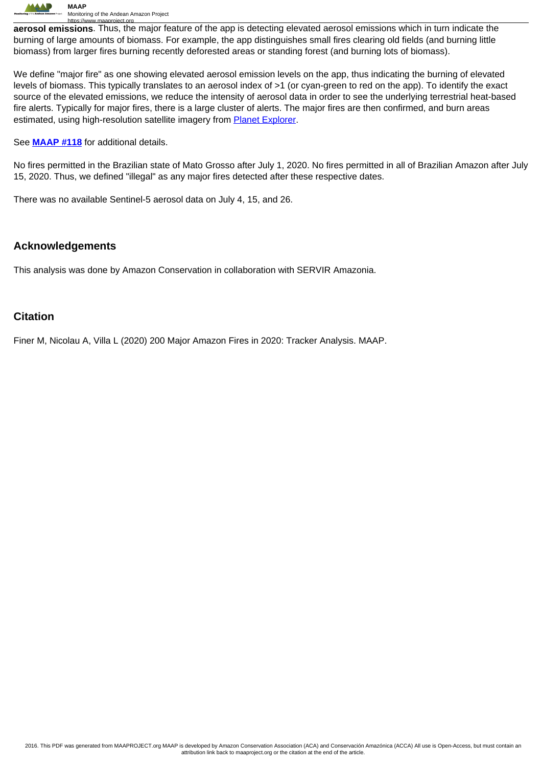**aerosol emissions**. Thus, the major feature of the app is detecting elevated aerosol emissions which in turn indicate the burning of large amounts of biomass. For example, the app distinguishes small fires clearing old fields (and burning little biomass) from larger fires burning recently deforested areas or standing forest (and burning lots of biomass).

We define "major fire" as one showing elevated aerosol emission levels on the app, thus indicating the burning of elevated levels of biomass. This typically translates to an aerosol index of >1 (or cyan-green to red on the app). To identify the exact source of the elevated emissions, we reduce the intensity of aerosol data in order to see the underlying terrestrial heat-based fire alerts. Typically for major fires, there is a large cluster of alerts. The major fires are then confirmed, and burn areas estimated, using high-resolution satellite imagery from Planet Explorer.

See **MAAP #118** for additional details.

No fires permitted in the Brazilian state of Mato Grosso after July 1, 2020. No fires permitted in all of Brazilian Amazon after July 15, 2020. Thus, we defined "illegal" as any major fires detected after these respective dates.

There was no available Sentinel-5 aerosol data on July 4, 15, and 26.

## Acknowledgements

This analysis was done by Amazon Conservation in collaboration with SERVIR Amazonia.

## Citation

Finer M, Nicolau A, Villa L (2020) 200 Major Amazon Fires in 2020: Tracker Analysis. MAAP.